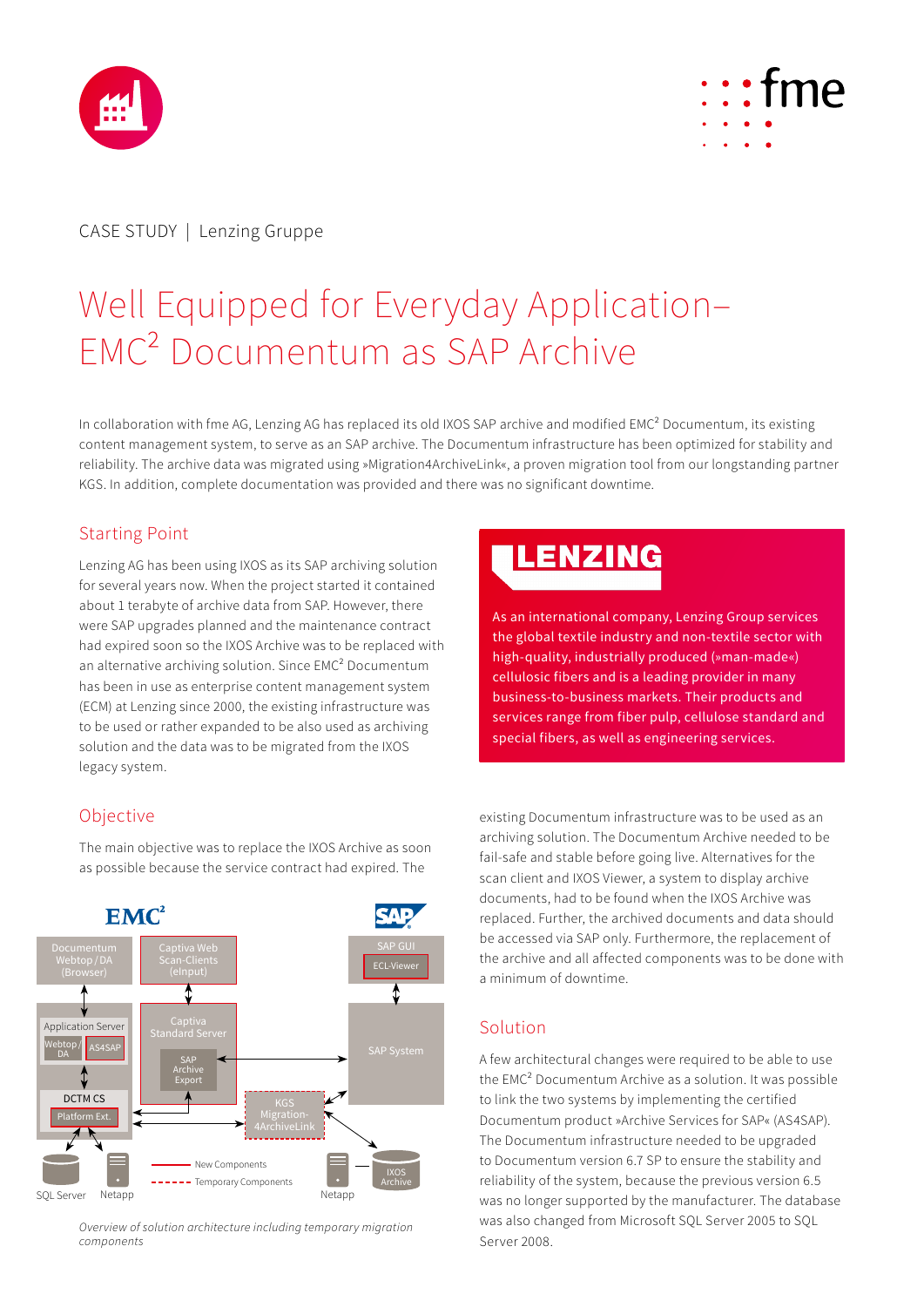CASE STUDY | Lenzing Gruppe

# Well Equipped for Everyday Application– EMC² Documentum as SAP Archive

In collaboration with fme AG, Lenzing AG has replaced its old IXOS SAP archive and modified EMC² Documentum, its existing content management system, to serve as an SAP archive. The Documentum infrastructure has been optimized for stability and reliability. The archive data was migrated using »Migration4ArchiveLink«, a proven migration tool from our longstanding partner KGS. In addition, complete documentation was provided and there was no significant downtime.

## Starting Point

Lenzing AG has been using IXOS as its SAP archiving solution for several years now. When the project started it contained about 1 terabyte of archive data from SAP. However, there were SAP upgrades planned and the maintenance contract had expired soon so the IXOS Archive was to be replaced with an alternative archiving solution. Since EMC² Documentum has been in use as enterprise content management system (ECM) at Lenzing since 2000, the existing infrastructure was to be used or rather expanded to be also used as archiving solution and the data was to be migrated from the IXOS legacy system.

**LENZING**

As an international company, Lenzing Group services the global textile industry and non-textile sector with high-quality, industrially produced (»man-made«) cellulosic fibers and is a leading provider in many business-to-business markets. Their products and services range from fiber pulp, cellulose standard and special fibers, as well as engineering services.

## Objective

The main objective was to replace the IXOS Archive as soon as possible because the service contract had expired. The existing Documentum infrastructure was to be used as an archiving solution. The Documentum Archive needed to be fail-safe and stable before going live. Alternatives for the scan client and IXOS Viewer, a system to display archive documents, had to be found when the IXOS Archive was replaced. Further, the archived documents and data should be accessed via SAP only. Furthermore, the replacement of the archive and all affected components was to be done with a minimum of downtime.

*Overview of solution architecture including temporary migration components*

## Solution

A few architectural changes were required to be able to use the EMC² Documentum Archive as a solution. It was possible to link the two systems by implementing the certified Documentum product »Archive Services for SAP« (AS4SAP). The Documentum infrastructure needed to be upgraded to Documentum version 6.7 SP to ensure the stability and reliability of the system, because the previous version 6.5 was no longer supported by the manufacturer. The database was also changed from Microsoft SQL Server 2005 to SQL Server 2008.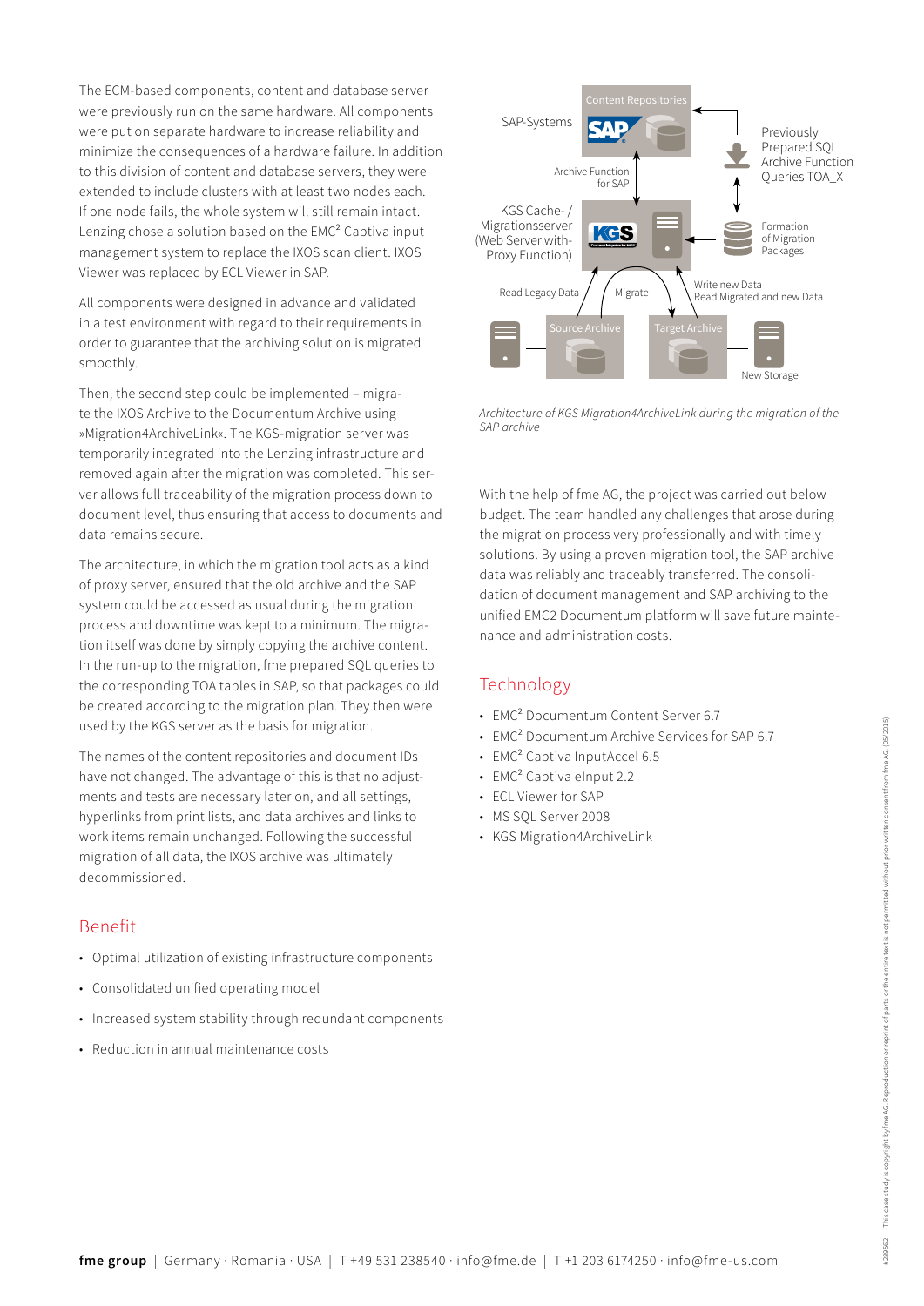The ECM-based components, content and database server were previously run on the same hardware. All components were put on separate hardware to increase reliability and minimize the consequences of a hardware failure. In addition to this division of content and database servers, they were extended to include clusters with at least two nodes each. If one node fails, the whole system will still remain intact. Lenzing chose a solution based on the EMC² Captiva input management system to replace the IXOS scan client. IXOS Viewer was replaced by ECL Viewer in SAP.

All components were designed in advance and validated in a test environment with regard to their requirements in order to guarantee that the archiving solution is migrated smoothly.

Then, the second step could be implemented – migrate the IXOS Archive to the Documentum Archive using »Migration4ArchiveLink«. The KGS-migration server was temporarily integrated into the Lenzing infrastructure and removed again after the migration was completed. This server allows full traceability of the migration process down to document level, thus ensuring that access to documents and data remains secure.

The architecture, in which the migration tool acts as a kind of proxy server, ensured that the old archive and the SAP system could be accessed as usual during the migration process and downtime was kept to a minimum. The migration itself was done by simply copying the archive content. In the run-up to the migration, fme prepared SQL queries to the corresponding TOA tables in SAP, so that packages could be created according to the migration plan. They then were used by the KGS server as the basis for migration.

The names of the content repositories and document IDs have not changed. The advantage of this is that no adjustments and tests are necessary later on, and all settings, hyperlinks from print lists, and data archives and links to work items remain unchanged. Following the successful migration of all data, the IXOS archive was ultimately decommissioned.

## Benefit

- Optimal utilization of existing infrastructure components
- Consolidated unified operating model
- Increased system stability through redundant components
- Reduction in annual maintenance costs

Content Repositories
SAP-Systems
Previously Prepared SQL Archive Function Queries TOA_X
Archive Function for SAP
KGS Cache- / Migrationsserver (Web Server with-Proxy Function)
Formation of Migration Packages
Read Legacy Data
Migrate
Write new Data
Read Migrated and new Data
Source Archive
Target Archive
New Storage

*Architecture of KGS Migration4ArchiveLink during the migration of the SAP archive*

With the help of fme AG, the project was carried out below budget. The team handled any challenges that arose during the migration process very professionally and with timely solutions. By using a proven migration tool, the SAP archive data was reliably and traceably transferred. The consolidation of document management and SAP archiving to the unified EMC2 Documentum platform will save future maintenance and administration costs.

## Technology

- EMC² Documentum Content Server 6.7
- EMC² Documentum Archive Services for SAP 6.7
- EMC² Captiva InputAccel 6.5
- EMC² Captiva eInput 2.2
- ECL Viewer for SAP
- MS SQL Server 2008
- KGS Migration4ArchiveLink

**fme group** | Germany · Romania · USA | T +49 531 238540 · info@fme.de | T +1 203 6174250 · info@fme-us.com

#289562 This case study is copyright by fme AG. Reproduction or reprint of parts or the entire text is not permitted without prior written consent from fme AG. (06/2015)